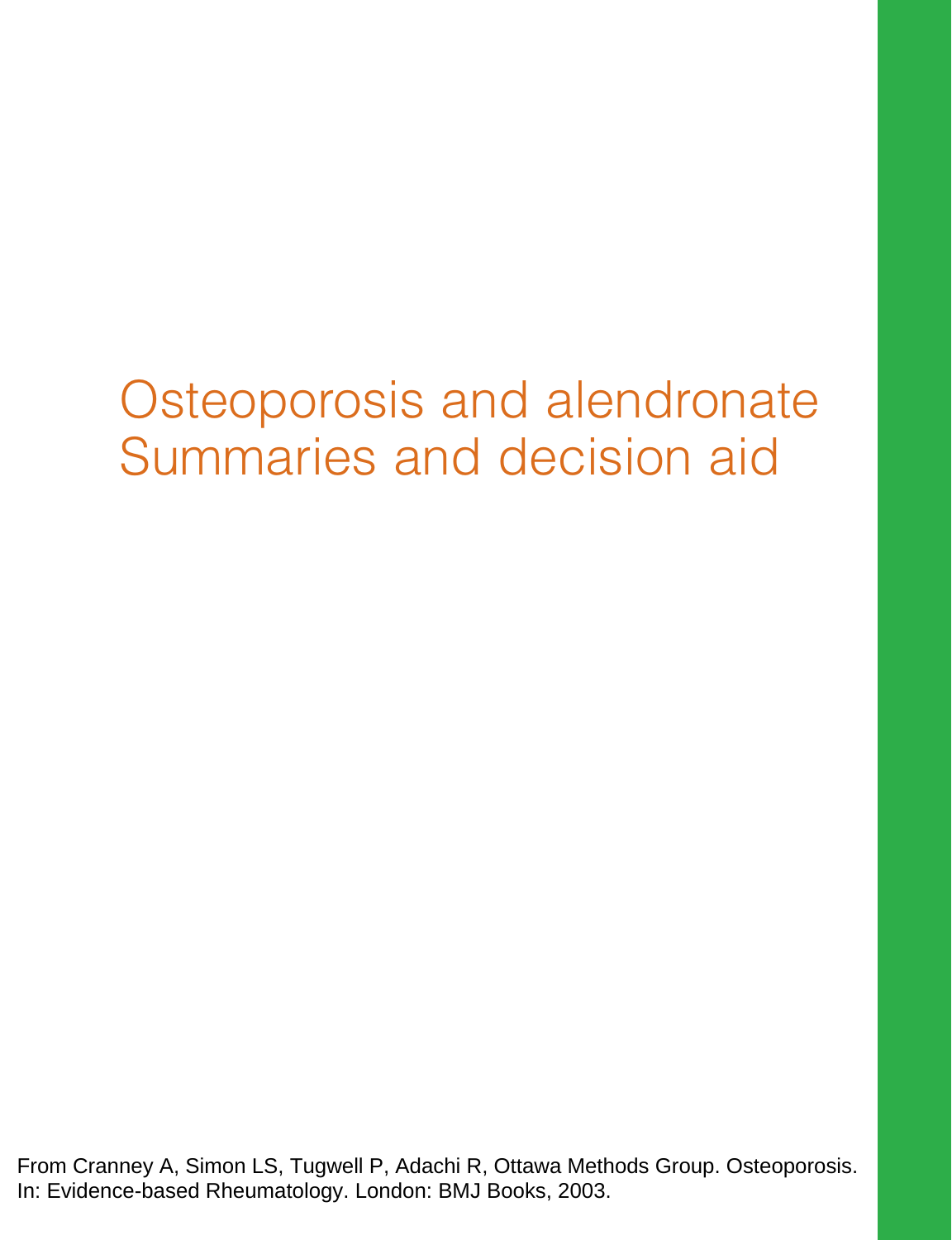# Osteoporosis and alendronate
# Summaries and decision aid

From Cranney A, Simon LS, Tugwell P, Adachi R, Ottawa Methods Group. Osteoporosis. In: Evidence-based Rheumatology. London: BMJ Books, 2003.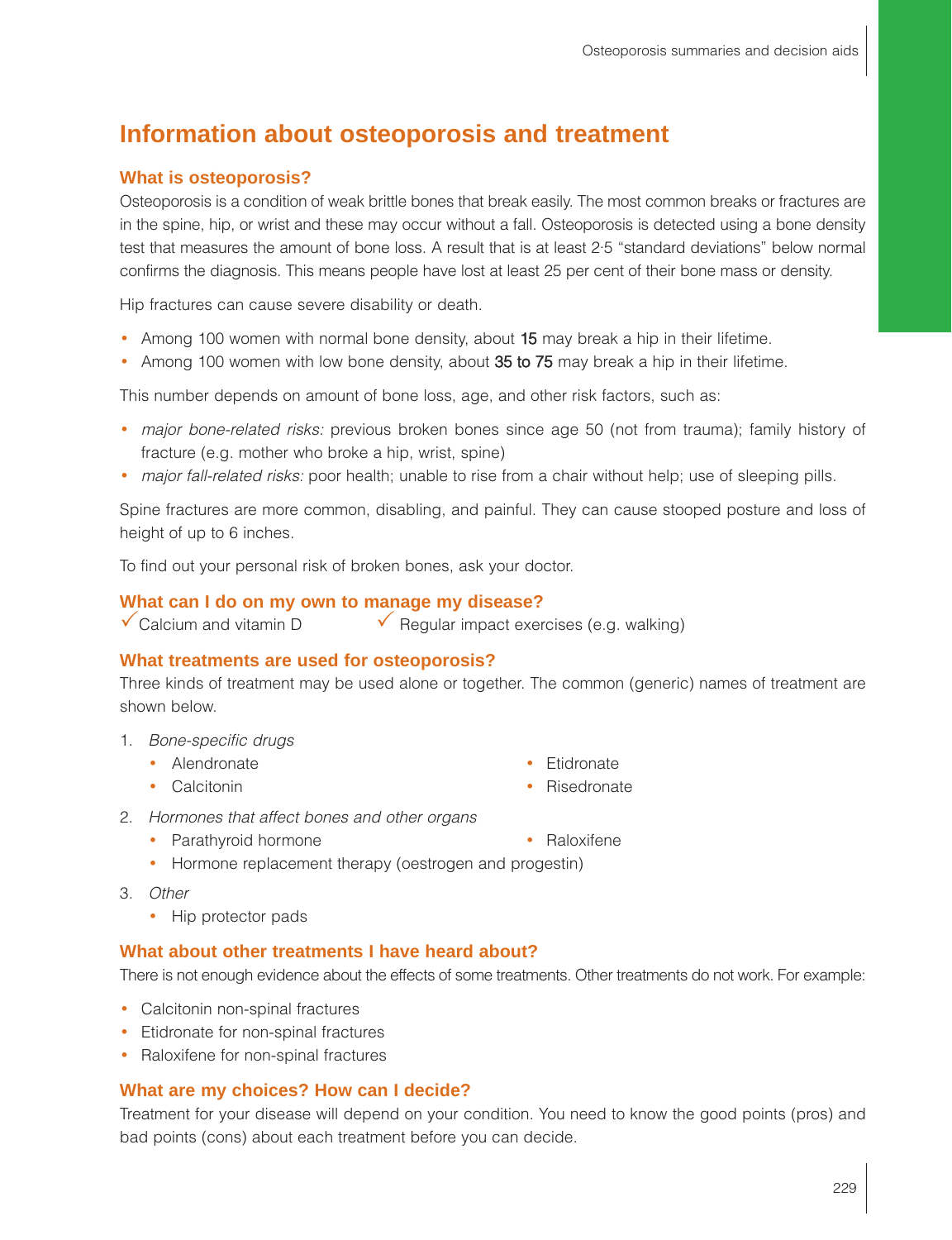# Information about osteoporosis and treatment

## What is osteoporosis?

Osteoporosis is a condition of weak brittle bones that break easily. The most common breaks or fractures are in the spine, hip, or wrist and these may occur without a fall. Osteoporosis is detected using a bone density test that measures the amount of bone loss. A result that is at least 2·5 "standard deviations" below normal confirms the diagnosis. This means people have lost at least 25 per cent of their bone mass or density.

Hip fractures can cause severe disability or death.

- Among 100 women with normal bone density, about 15 may break a hip in their lifetime.
- Among 100 women with low bone density, about 35 to 75 may break a hip in their lifetime.

This number depends on amount of bone loss, age, and other risk factors, such as:

- *major bone-related risks:* previous broken bones since age 50 (not from trauma); family history of fracture (e.g. mother who broke a hip, wrist, spine)
- *major fall-related risks:* poor health; unable to rise from a chair without help; use of sleeping pills.

Spine fractures are more common, disabling, and painful. They can cause stooped posture and loss of height of up to 6 inches.

To find out your personal risk of broken bones, ask your doctor.

## What can I do on my own to manage my disease?

✓ Calcium and vitamin D

✓ Regular impact exercises (e.g. walking)

## What treatments are used for osteoporosis?

Three kinds of treatment may be used alone or together. The common (generic) names of treatment are shown below.

1. *Bone-specific drugs*
   - Alendronate
   - Calcitonin
   - Etidronate
   - Risedronate
2. *Hormones that affect bones and other organs*
   - Parathyroid hormone
   - Raloxifene
   - Hormone replacement therapy (oestrogen and progestin)
3. *Other*
   - Hip protector pads

## What about other treatments I have heard about?

There is not enough evidence about the effects of some treatments. Other treatments do not work. For example:

- Calcitonin non-spinal fractures
- Etidronate for non-spinal fractures
- Raloxifene for non-spinal fractures

## What are my choices? How can I decide?

Treatment for your disease will depend on your condition. You need to know the good points (pros) and bad points (cons) about each treatment before you can decide.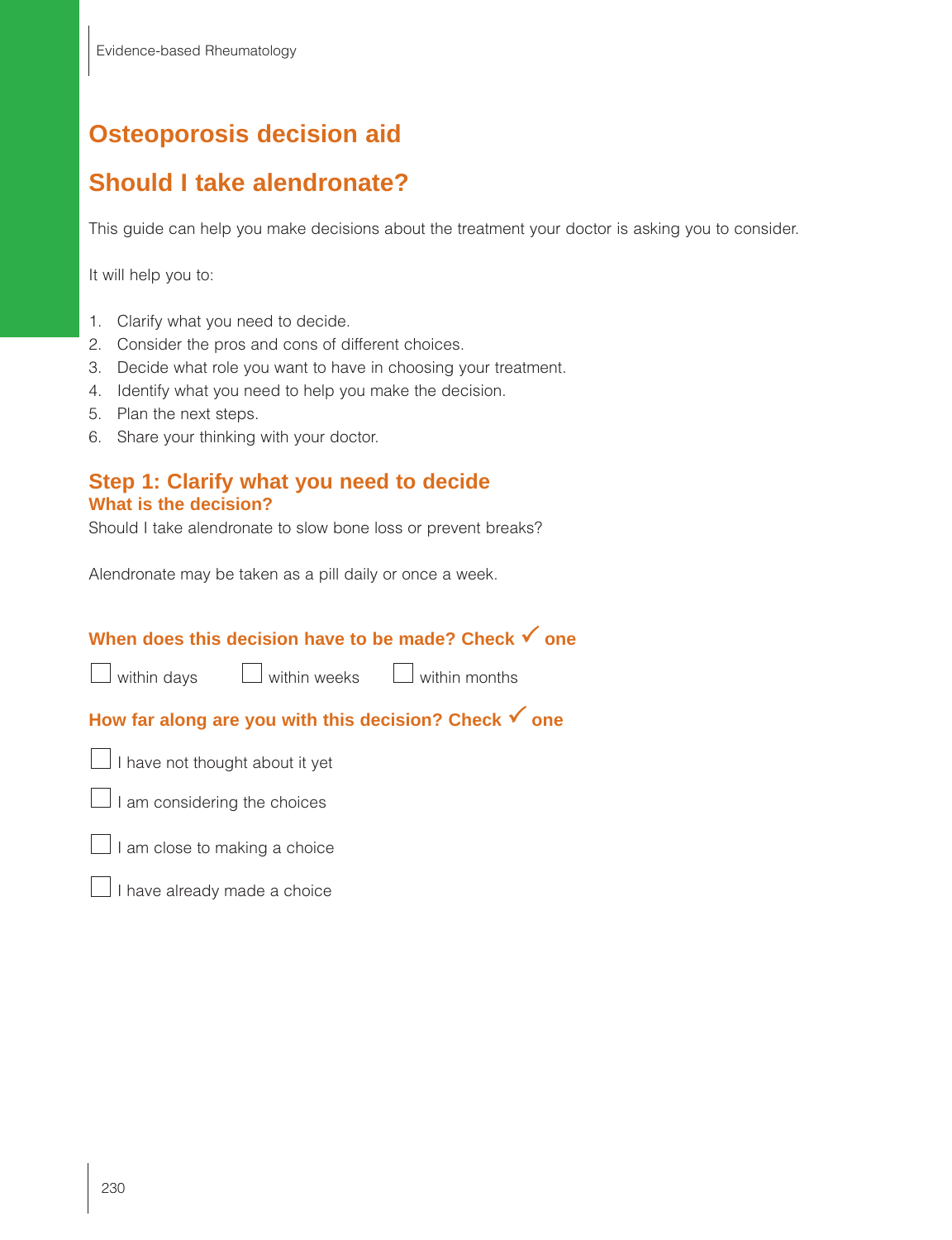# Osteoporosis decision aid

# Should I take alendronate?

This guide can help you make decisions about the treatment your doctor is asking you to consider.

It will help you to:

1. Clarify what you need to decide.
2. Consider the pros and cons of different choices.
3. Decide what role you want to have in choosing your treatment.
4. Identify what you need to help you make the decision.
5. Plan the next steps.
6. Share your thinking with your doctor.

## Step 1: Clarify what you need to decide

### What is the decision?

Should I take alendronate to slow bone loss or prevent breaks?

Alendronate may be taken as a pill daily or once a week.

### When does this decision have to be made? Check ✓ one

☐ within days ☐ within weeks ☐ within months

### How far along are you with this decision? Check ✓ one

☐ I have not thought about it yet

☐ I am considering the choices

☐ I am close to making a choice

☐ I have already made a choice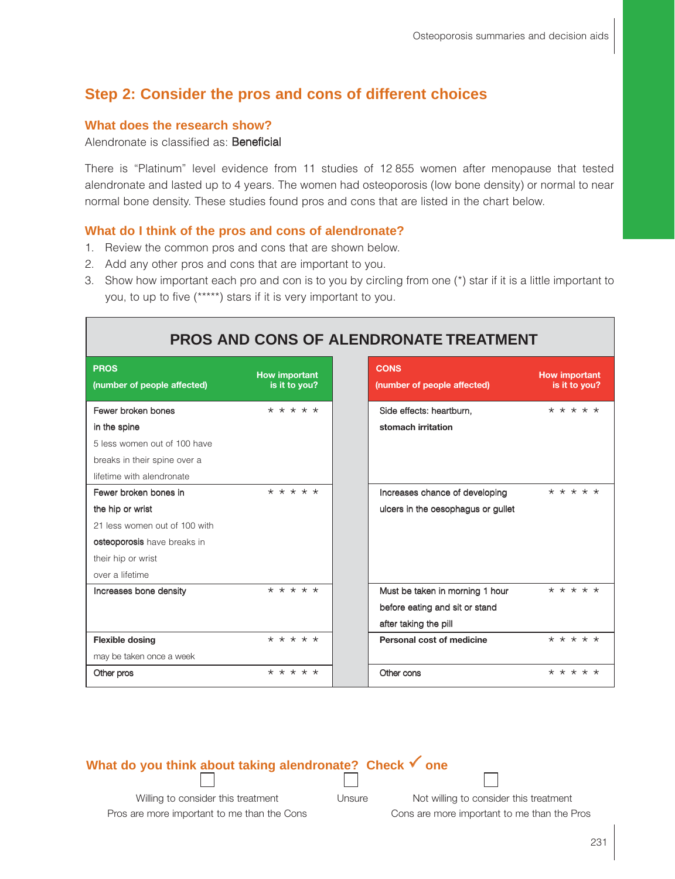## Step 2: Consider the pros and cons of different choices

### What does the research show?

Alendronate is classified as: Beneficial

There is "Platinum" level evidence from 11 studies of 12 855 women after menopause that tested alendronate and lasted up to 4 years. The women had osteoporosis (low bone density) or normal to near normal bone density. These studies found pros and cons that are listed in the chart below.

### What do I think of the pros and cons of alendronate?

1. Review the common pros and cons that are shown below.
2. Add any other pros and cons that are important to you.
3. Show how important each pro and con is to you by circling from one (*) star if it is a little important to you, to up to five (*****) stars if it is very important to you.

**PROS AND CONS OF ALENDRONATE TREATMENT**

| PROS (number of people affected) | How important is it to you? | CONS (number of people affected) | How important is it to you? |
|---|---|---|---|
| Fewer broken bones in the spine<br>5 less women out of 100 have breaks in their spine over a lifetime with alendronate | * * * * * | Side effects: heartburn, stomach irritation | * * * * * |
| Fewer broken bones in the hip or wrist<br>21 less women out of 100 with osteoporosis have breaks in their hip or wrist over a lifetime | * * * * * | Increases chance of developing ulcers in the oesophagus or gullet | * * * * * |
| Increases bone density | * * * * * | Must be taken in morning 1 hour before eating and sit or stand after taking the pill | * * * * * |
| **Flexible dosing**<br>may be taken once a week | * * * * * | **Personal cost of medicine** | * * * * * |
| Other pros | * * * * * | Other cons | * * * * * |

### What do you think about taking alendronate? Check ✓ one

☐ Willing to consider this treatment
Pros are more important to me than the Cons

☐ Unsure

☐ Not willing to consider this treatment
Cons are more important to me than the Pros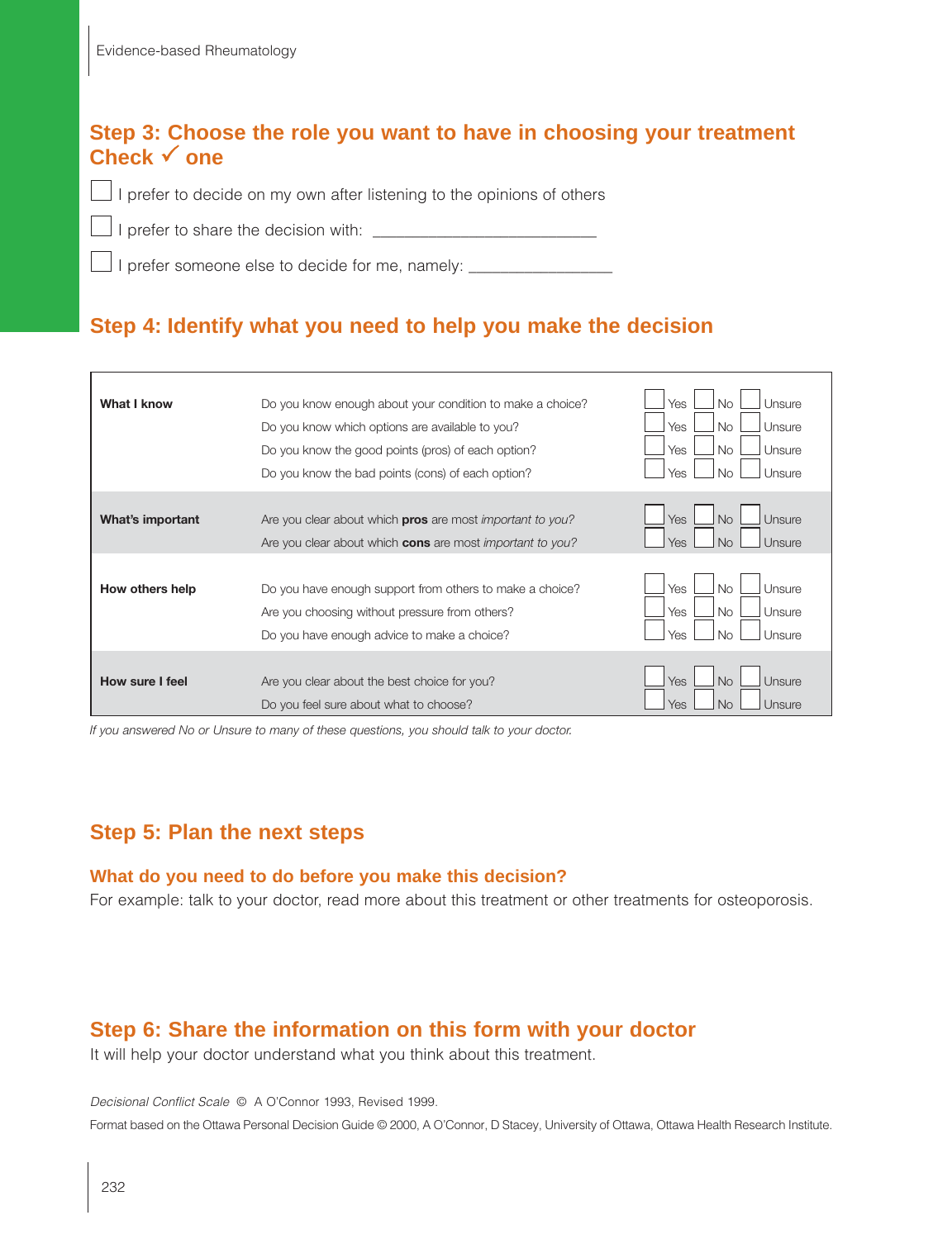## Step 3: Choose the role you want to have in choosing your treatment Check ✓ one

☐ I prefer to decide on my own after listening to the opinions of others

☐ I prefer to share the decision with: ___________________________

☐ I prefer someone else to decide for me, namely: __________________

## Step 4: Identify what you need to help you make the decision

| | | |
|---|---|---|
| **What I know** | Do you know enough about your condition to make a choice? | ☐ Yes ☐ No ☐ Unsure |
| | Do you know which options are available to you? | ☐ Yes ☐ No ☐ Unsure |
| | Do you know the good points (pros) of each option? | ☐ Yes ☐ No ☐ Unsure |
| | Do you know the bad points (cons) of each option? | ☐ Yes ☐ No ☐ Unsure |
| **What's important** | Are you clear about which **pros** are most *important to you?* | ☐ Yes ☐ No ☐ Unsure |
| | Are you clear about which **cons** are most *important to you?* | ☐ Yes ☐ No ☐ Unsure |
| **How others help** | Do you have enough support from others to make a choice? | ☐ Yes ☐ No ☐ Unsure |
| | Are you choosing without pressure from others? | ☐ Yes ☐ No ☐ Unsure |
| | Do you have enough advice to make a choice? | ☐ Yes ☐ No ☐ Unsure |
| **How sure I feel** | Are you clear about the best choice for you? | ☐ Yes ☐ No ☐ Unsure |
| | Do you feel sure about what to choose? | ☐ Yes ☐ No ☐ Unsure |

*If you answered No or Unsure to many of these questions, you should talk to your doctor.*

## Step 5: Plan the next steps

### What do you need to do before you make this decision?

For example: talk to your doctor, read more about this treatment or other treatments for osteoporosis.

## Step 6: Share the information on this form with your doctor

It will help your doctor understand what you think about this treatment.

*Decisional Conflict Scale* © A O'Connor 1993, Revised 1999.

Format based on the Ottawa Personal Decision Guide © 2000, A O'Connor, D Stacey, University of Ottawa, Ottawa Health Research Institute.